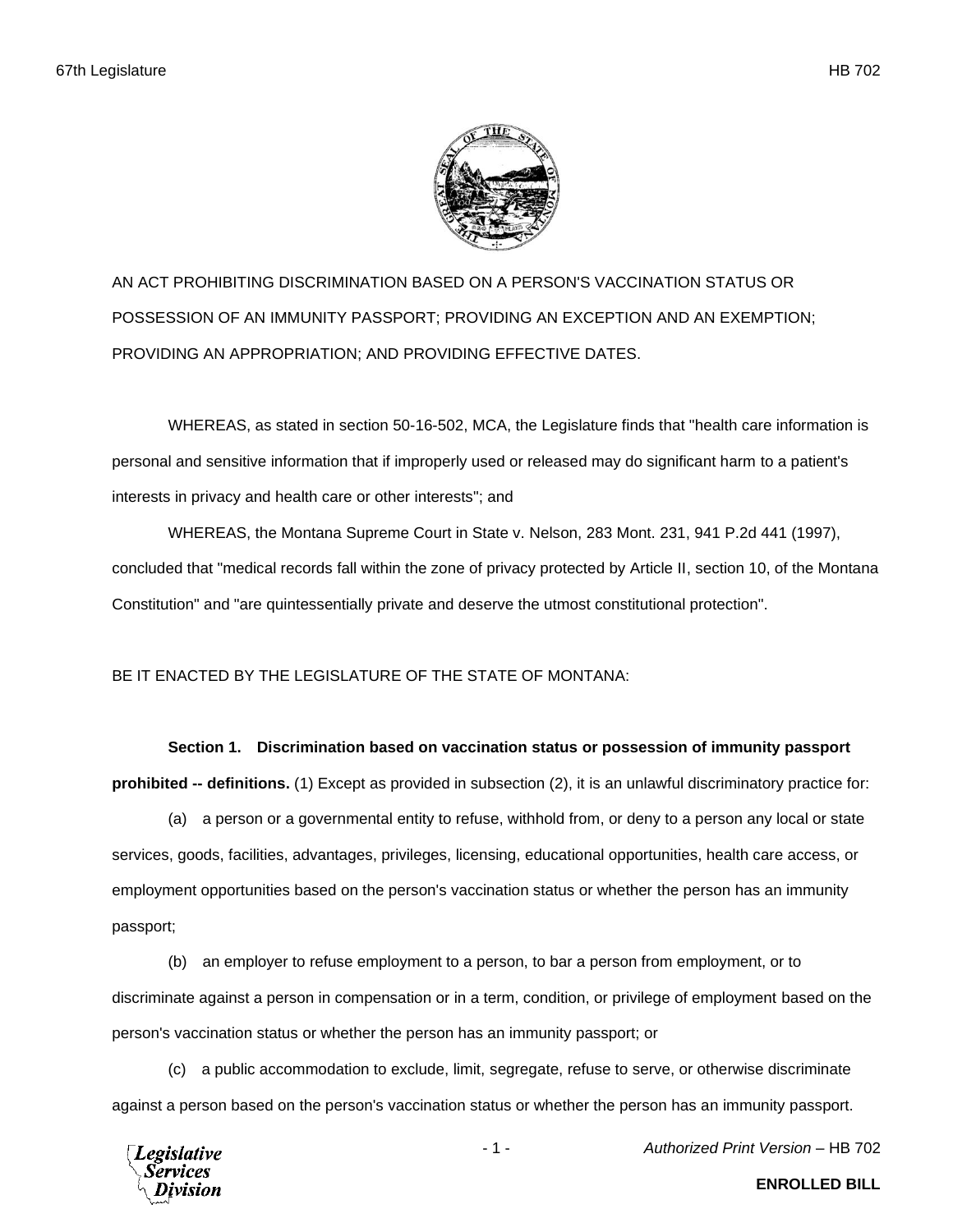AN ACT PROHIBITING DISCRIMINATION BASED ON A PERSON'S VACCINATION STATUS OR POSSESSION OF AN IMMUNITY PASSPORT; PROVIDING AN EXCEPTION AND AN EXEMPTION; PROVIDING AN APPROPRIATION; AND PROVIDING EFFECTIVE DATES.

WHEREAS, as stated in section 50-16-502, MCA, the Legislature finds that "health care information is personal and sensitive information that if improperly used or released may do significant harm to a patient's interests in privacy and health care or other interests"; and

WHEREAS, the Montana Supreme Court in State v. Nelson, 283 Mont. 231, 941 P.2d 441 (1997), concluded that "medical records fall within the zone of privacy protected by Article II, section 10, of the Montana Constitution" and "are quintessentially private and deserve the utmost constitutional protection".

BE IT ENACTED BY THE LEGISLATURE OF THE STATE OF MONTANA:

**Section 1. Discrimination based on vaccination status or possession of immunity passport prohibited -- definitions.** (1) Except as provided in subsection (2), it is an unlawful discriminatory practice for:

(a) a person or a governmental entity to refuse, withhold from, or deny to a person any local or state services, goods, facilities, advantages, privileges, licensing, educational opportunities, health care access, or employment opportunities based on the person's vaccination status or whether the person has an immunity passport;

(b) an employer to refuse employment to a person, to bar a person from employment, or to discriminate against a person in compensation or in a term, condition, or privilege of employment based on the person's vaccination status or whether the person has an immunity passport; or

(c) a public accommodation to exclude, limit, segregate, refuse to serve, or otherwise discriminate against a person based on the person's vaccination status or whether the person has an immunity passport.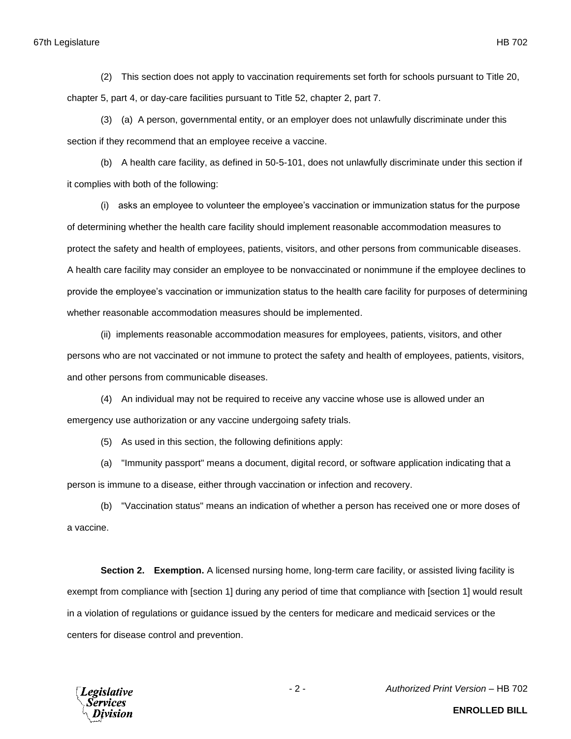(2) This section does not apply to vaccination requirements set forth for schools pursuant to Title 20, chapter 5, part 4, or day-care facilities pursuant to Title 52, chapter 2, part 7.

(3) (a) A person, governmental entity, or an employer does not unlawfully discriminate under this section if they recommend that an employee receive a vaccine.

(b) A health care facility, as defined in 50-5-101, does not unlawfully discriminate under this section if it complies with both of the following:

(i) asks an employee to volunteer the employee's vaccination or immunization status for the purpose of determining whether the health care facility should implement reasonable accommodation measures to protect the safety and health of employees, patients, visitors, and other persons from communicable diseases. A health care facility may consider an employee to be nonvaccinated or nonimmune if the employee declines to provide the employee's vaccination or immunization status to the health care facility for purposes of determining whether reasonable accommodation measures should be implemented.

(ii) implements reasonable accommodation measures for employees, patients, visitors, and other persons who are not vaccinated or not immune to protect the safety and health of employees, patients, visitors, and other persons from communicable diseases.

(4) An individual may not be required to receive any vaccine whose use is allowed under an emergency use authorization or any vaccine undergoing safety trials.

(5) As used in this section, the following definitions apply:

(a) "Immunity passport" means a document, digital record, or software application indicating that a person is immune to a disease, either through vaccination or infection and recovery.

(b) "Vaccination status" means an indication of whether a person has received one or more doses of a vaccine.

**Section 2. Exemption.** A licensed nursing home, long-term care facility, or assisted living facility is exempt from compliance with [section 1] during any period of time that compliance with [section 1] would result in a violation of regulations or guidance issued by the centers for medicare and medicaid services or the centers for disease control and prevention.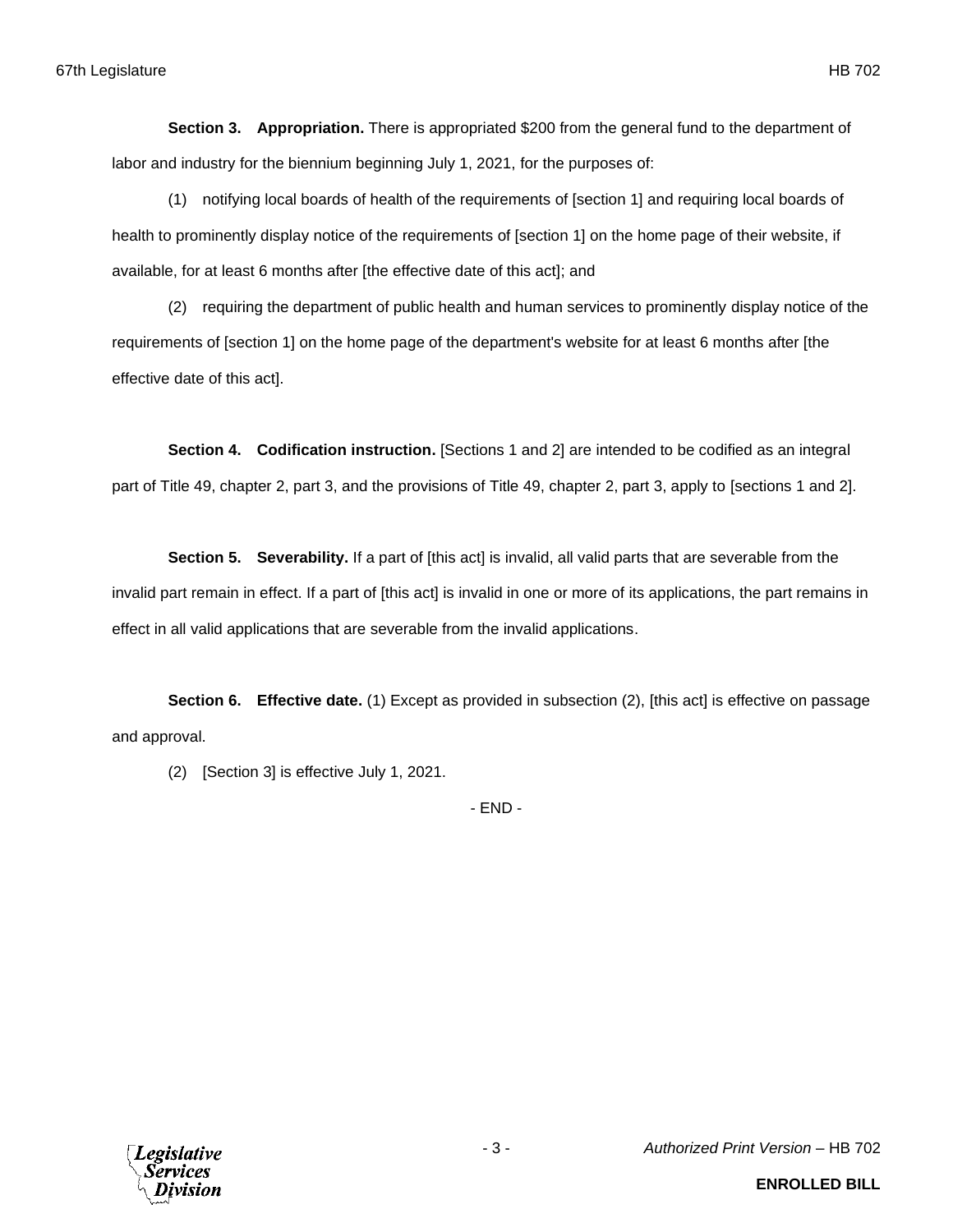**Section 3. Appropriation.** There is appropriated $200 from the general fund to the department of labor and industry for the biennium beginning July 1, 2021, for the purposes of:

(1) notifying local boards of health of the requirements of [section 1] and requiring local boards of health to prominently display notice of the requirements of [section 1] on the home page of their website, if available, for at least 6 months after [the effective date of this act]; and

(2) requiring the department of public health and human services to prominently display notice of the requirements of [section 1] on the home page of the department's website for at least 6 months after [the effective date of this act].

**Section 4. Codification instruction.** [Sections 1 and 2] are intended to be codified as an integral part of Title 49, chapter 2, part 3, and the provisions of Title 49, chapter 2, part 3, apply to [sections 1 and 2].

**Section 5. Severability.** If a part of [this act] is invalid, all valid parts that are severable from the invalid part remain in effect. If a part of [this act] is invalid in one or more of its applications, the part remains in effect in all valid applications that are severable from the invalid applications.

**Section 6. Effective date.** (1) Except as provided in subsection (2), [this act] is effective on passage and approval.

(2) [Section 3] is effective July 1, 2021.

- END -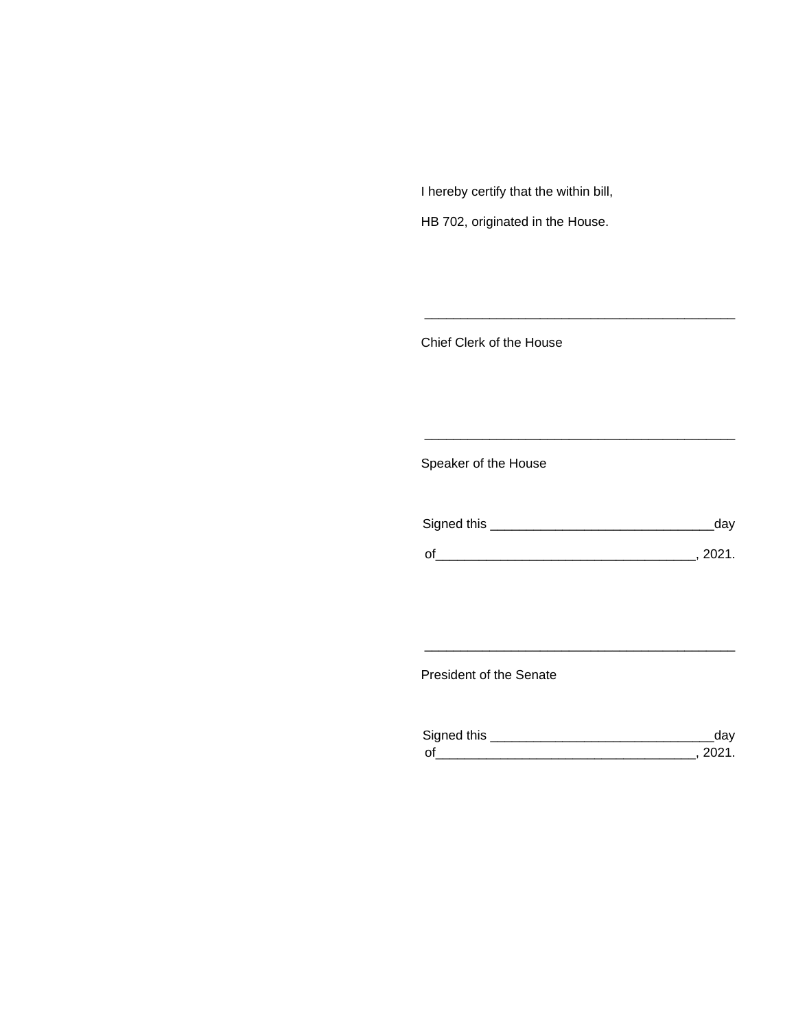I hereby certify that the within bill,

HB 702, originated in the House.

\_\_\_\_\_\_\_\_\_\_\_\_\_\_\_\_\_\_\_\_\_\_\_\_\_\_\_\_\_\_\_\_\_\_\_\_\_\_\_\_\_\_\_\_

Chief Clerk of the House

\_\_\_\_\_\_\_\_\_\_\_\_\_\_\_\_\_\_\_\_\_\_\_\_\_\_\_\_\_\_\_\_\_\_\_\_\_\_\_\_\_\_\_\_

Speaker of the House

Signed this \_\_\_\_\_\_\_\_\_\_\_\_\_\_\_\_\_\_\_\_\_\_\_\_\_\_\_\_\_\_\_day

of\_\_\_\_\_\_\_\_\_\_\_\_\_\_\_\_\_\_\_\_\_\_\_\_\_\_\_\_\_\_\_\_\_\_\_, 2021.

\_\_\_\_\_\_\_\_\_\_\_\_\_\_\_\_\_\_\_\_\_\_\_\_\_\_\_\_\_\_\_\_\_\_\_\_\_\_\_\_\_\_\_\_

President of the Senate

Signed this \_\_\_\_\_\_\_\_\_\_\_\_\_\_\_\_\_\_\_\_\_\_\_\_\_\_\_\_\_\_\_day

of\_\_\_\_\_\_\_\_\_\_\_\_\_\_\_\_\_\_\_\_\_\_\_\_\_\_\_\_\_\_\_\_\_\_\_, 2021.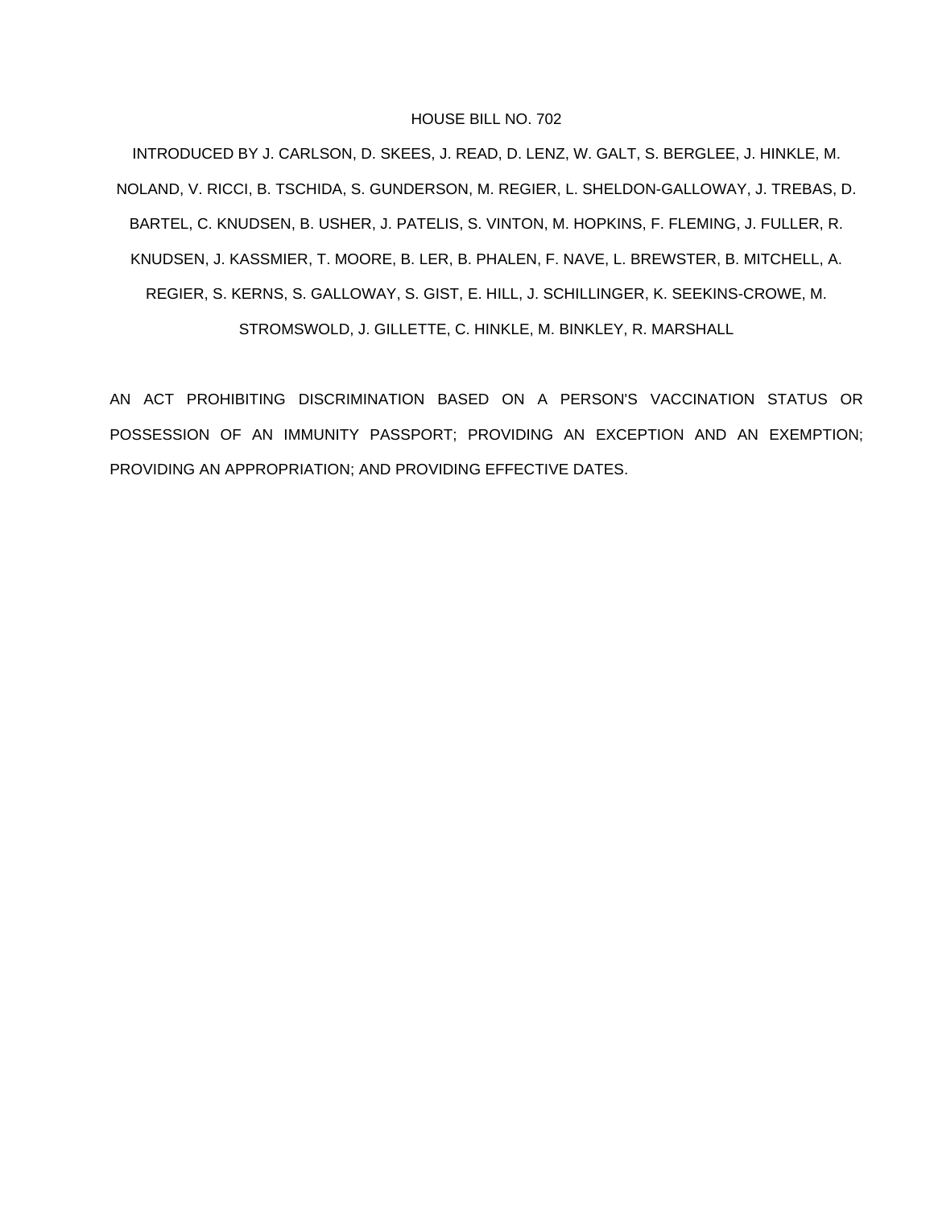HOUSE BILL NO. 702

INTRODUCED BY J. CARLSON, D. SKEES, J. READ, D. LENZ, W. GALT, S. BERGLEE, J. HINKLE, M. NOLAND, V. RICCI, B. TSCHIDA, S. GUNDERSON, M. REGIER, L. SHELDON-GALLOWAY, J. TREBAS, D. BARTEL, C. KNUDSEN, B. USHER, J. PATELIS, S. VINTON, M. HOPKINS, F. FLEMING, J. FULLER, R. KNUDSEN, J. KASSMIER, T. MOORE, B. LER, B. PHALEN, F. NAVE, L. BREWSTER, B. MITCHELL, A. REGIER, S. KERNS, S. GALLOWAY, S. GIST, E. HILL, J. SCHILLINGER, K. SEEKINS-CROWE, M. STROMSWOLD, J. GILLETTE, C. HINKLE, M. BINKLEY, R. MARSHALL

AN ACT PROHIBITING DISCRIMINATION BASED ON A PERSON'S VACCINATION STATUS OR POSSESSION OF AN IMMUNITY PASSPORT; PROVIDING AN EXCEPTION AND AN EXEMPTION; PROVIDING AN APPROPRIATION; AND PROVIDING EFFECTIVE DATES.